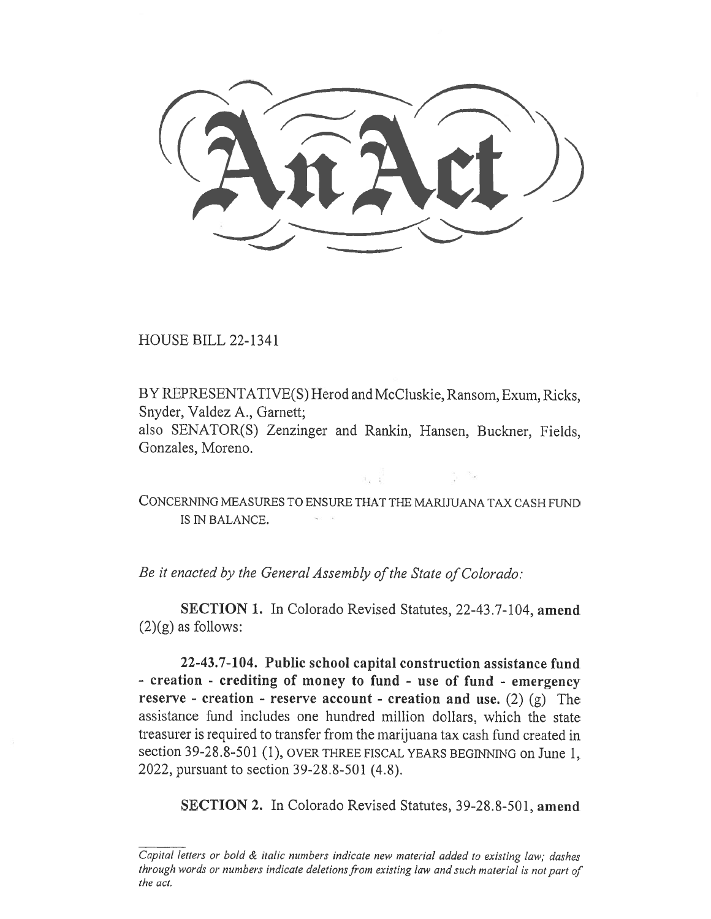# An Act

HOUSE BILL 22-1341

BY REPRESENTATIVE(S) Herod and McCluskie, Ransom, Exum, Ricks, Snyder, Valdez A., Garnett;
also SENATOR(S) Zenzinger and Rankin, Hansen, Buckner, Fields, Gonzales, Moreno.

CONCERNING MEASURES TO ENSURE THAT THE MARIJUANA TAX CASH FUND IS IN BALANCE.

*Be it enacted by the General Assembly of the State of Colorado:*

**SECTION 1.** In Colorado Revised Statutes, 22-43.7-104, **amend** (2)(g) as follows:

**22-43.7-104. Public school capital construction assistance fund - creation - crediting of money to fund - use of fund - emergency reserve - creation - reserve account - creation and use.** (2) (g) The assistance fund includes one hundred million dollars, which the state treasurer is required to transfer from the marijuana tax cash fund created in section 39-28.8-501 (1), OVER THREE FISCAL YEARS BEGINNING on June 1, 2022, pursuant to section 39-28.8-501 (4.8).

**SECTION 2.** In Colorado Revised Statutes, 39-28.8-501, **amend**

*Capital letters or bold & italic numbers indicate new material added to existing law; dashes through words or numbers indicate deletions from existing law and such material is not part of the act.*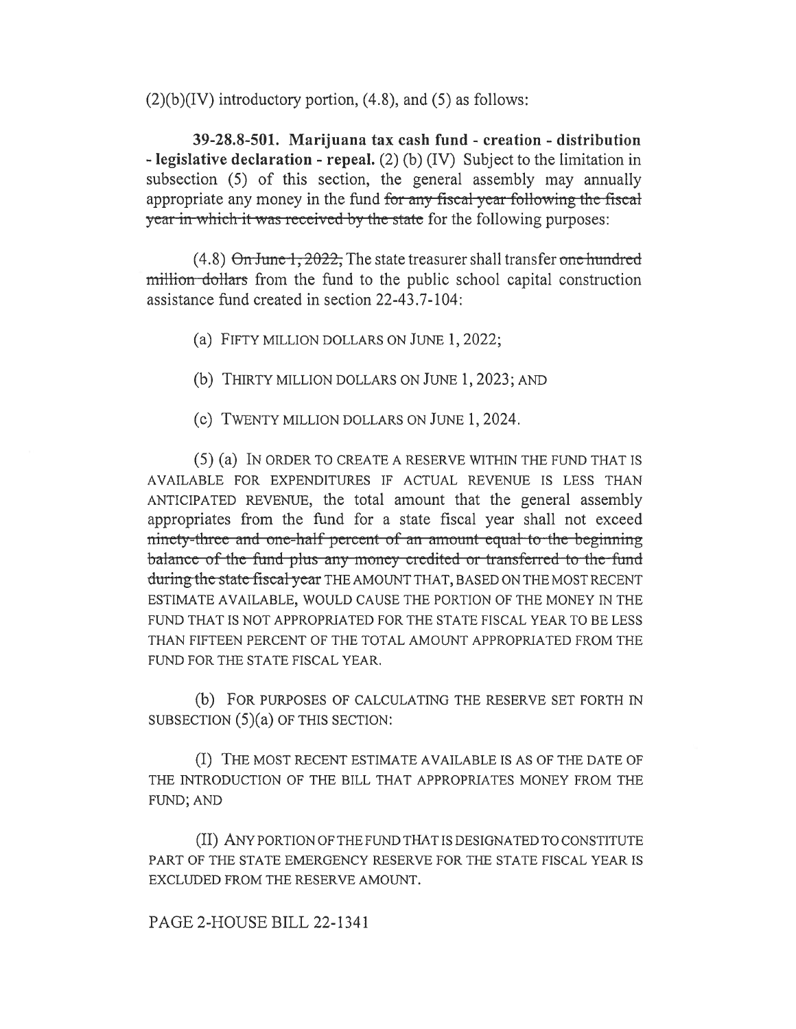(2)(b)(IV) introductory portion, (4.8), and (5) as follows:

**39-28.8-501. Marijuana tax cash fund - creation - distribution - legislative declaration - repeal.** (2) (b) (IV) Subject to the limitation in subsection (5) of this section, the general assembly may annually appropriate any money in the fund ~~for any fiscal year following the fiscal year in which it was received by the state~~ for the following purposes:

(4.8) ~~On June 1, 2022,~~ The state treasurer shall transfer ~~one hundred million dollars~~ from the fund to the public school capital construction assistance fund created in section 22-43.7-104:

(a) FIFTY MILLION DOLLARS ON JUNE 1, 2022;

(b) THIRTY MILLION DOLLARS ON JUNE 1, 2023; AND

(c) TWENTY MILLION DOLLARS ON JUNE 1, 2024.

(5) (a) IN ORDER TO CREATE A RESERVE WITHIN THE FUND THAT IS AVAILABLE FOR EXPENDITURES IF ACTUAL REVENUE IS LESS THAN ANTICIPATED REVENUE, the total amount that the general assembly appropriates from the fund for a state fiscal year shall not exceed ~~ninety-three and one-half percent of an amount equal to the beginning balance of the fund plus any money credited or transferred to the fund during the state fiscal year~~ THE AMOUNT THAT, BASED ON THE MOST RECENT ESTIMATE AVAILABLE, WOULD CAUSE THE PORTION OF THE MONEY IN THE FUND THAT IS NOT APPROPRIATED FOR THE STATE FISCAL YEAR TO BE LESS THAN FIFTEEN PERCENT OF THE TOTAL AMOUNT APPROPRIATED FROM THE FUND FOR THE STATE FISCAL YEAR.

(b) FOR PURPOSES OF CALCULATING THE RESERVE SET FORTH IN SUBSECTION (5)(a) OF THIS SECTION:

(I) THE MOST RECENT ESTIMATE AVAILABLE IS AS OF THE DATE OF THE INTRODUCTION OF THE BILL THAT APPROPRIATES MONEY FROM THE FUND; AND

(II) ANY PORTION OF THE FUND THAT IS DESIGNATED TO CONSTITUTE PART OF THE STATE EMERGENCY RESERVE FOR THE STATE FISCAL YEAR IS EXCLUDED FROM THE RESERVE AMOUNT.

PAGE 2-HOUSE BILL 22-1341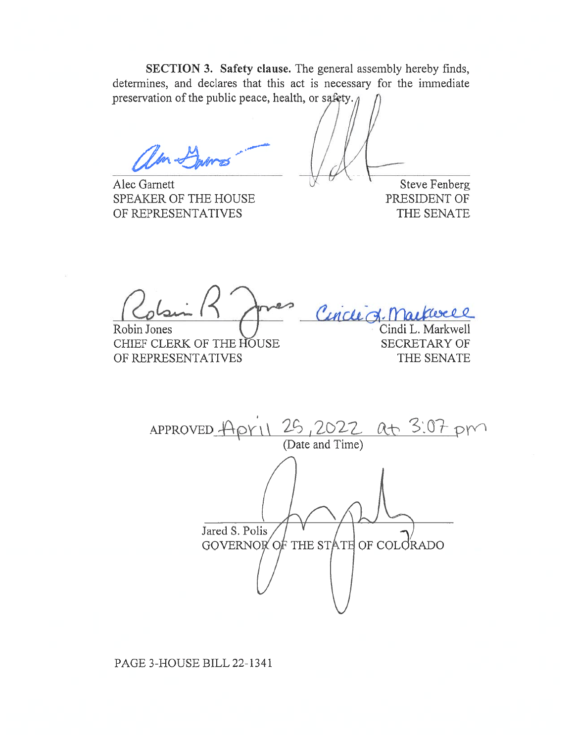**SECTION 3. Safety clause.** The general assembly hereby finds, determines, and declares that this act is necessary for the immediate preservation of the public peace, health, or safety.

Alec Garnett
SPEAKER OF THE HOUSE
OF REPRESENTATIVES

Steve Fenberg
PRESIDENT OF
THE SENATE

Robin Jones
CHIEF CLERK OF THE HOUSE
OF REPRESENTATIVES

Cindi L. Markwell
SECRETARY OF
THE SENATE

APPROVED April 25, 2022 at 3:07 pm
(Date and Time)

Jared S. Polis
GOVERNOR OF THE STATE OF COLORADO

PAGE 3-HOUSE BILL 22-1341